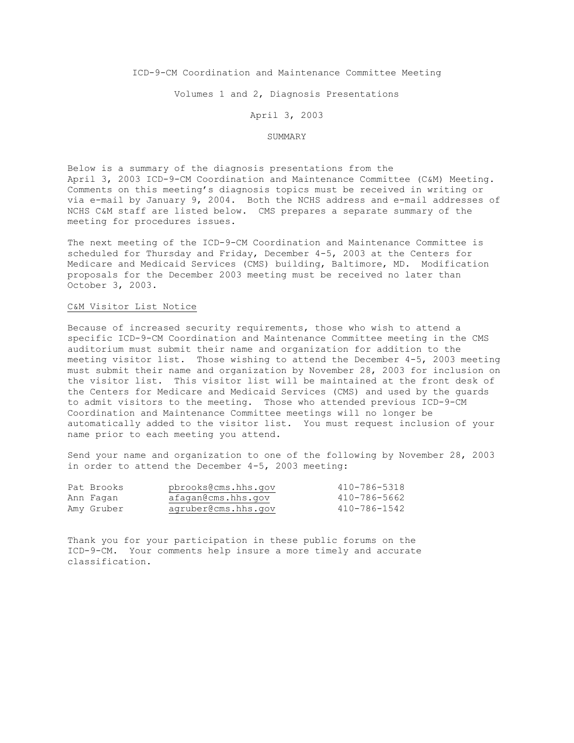# ICD-9-CM Coordination and Maintenance Committee Meeting

## Volumes 1 and 2, Diagnosis Presentations

### April 3, 2003

### SUMMARY

Below is a summary of the diagnosis presentations from the April 3, 2003 ICD-9-CM Coordination and Maintenance Committee (C&M) Meeting. Comments on this meeting's diagnosis topics must be received in writing or via e-mail by January 9, 2004. Both the NCHS address and e-mail addresses of NCHS C&M staff are listed below. CMS prepares a separate summary of the meeting for procedures issues.

The next meeting of the ICD-9-CM Coordination and Maintenance Committee is scheduled for Thursday and Friday, December 4-5, 2003 at the Centers for Medicare and Medicaid Services (CMS) building, Baltimore, MD. Modification proposals for the December 2003 meeting must be received no later than October 3, 2003.

C&M Visitor List Notice

Because of increased security requirements, those who wish to attend a specific ICD-9-CM Coordination and Maintenance Committee meeting in the CMS auditorium must submit their name and organization for addition to the meeting visitor list. Those wishing to attend the December 4-5, 2003 meeting must submit their name and organization by November 28, 2003 for inclusion on the visitor list. This visitor list will be maintained at the front desk of the Centers for Medicare and Medicaid Services (CMS) and used by the guards to admit visitors to the meeting. Those who attended previous ICD-9-CM Coordination and Maintenance Committee meetings will no longer be automatically added to the visitor list. You must request inclusion of your name prior to each meeting you attend.

Send your name and organization to one of the following by November 28, 2003 in order to attend the December 4-5, 2003 meeting:

| | | |
|---|---|---|
| Pat Brooks | pbrooks@cms.hhs.gov | 410-786-5318 |
| Ann Fagan | afagan@cms.hhs.gov | 410-786-5662 |
| Amy Gruber | agruber@cms.hhs.gov | 410-786-1542 |

Thank you for your participation in these public forums on the ICD-9-CM. Your comments help insure a more timely and accurate classification.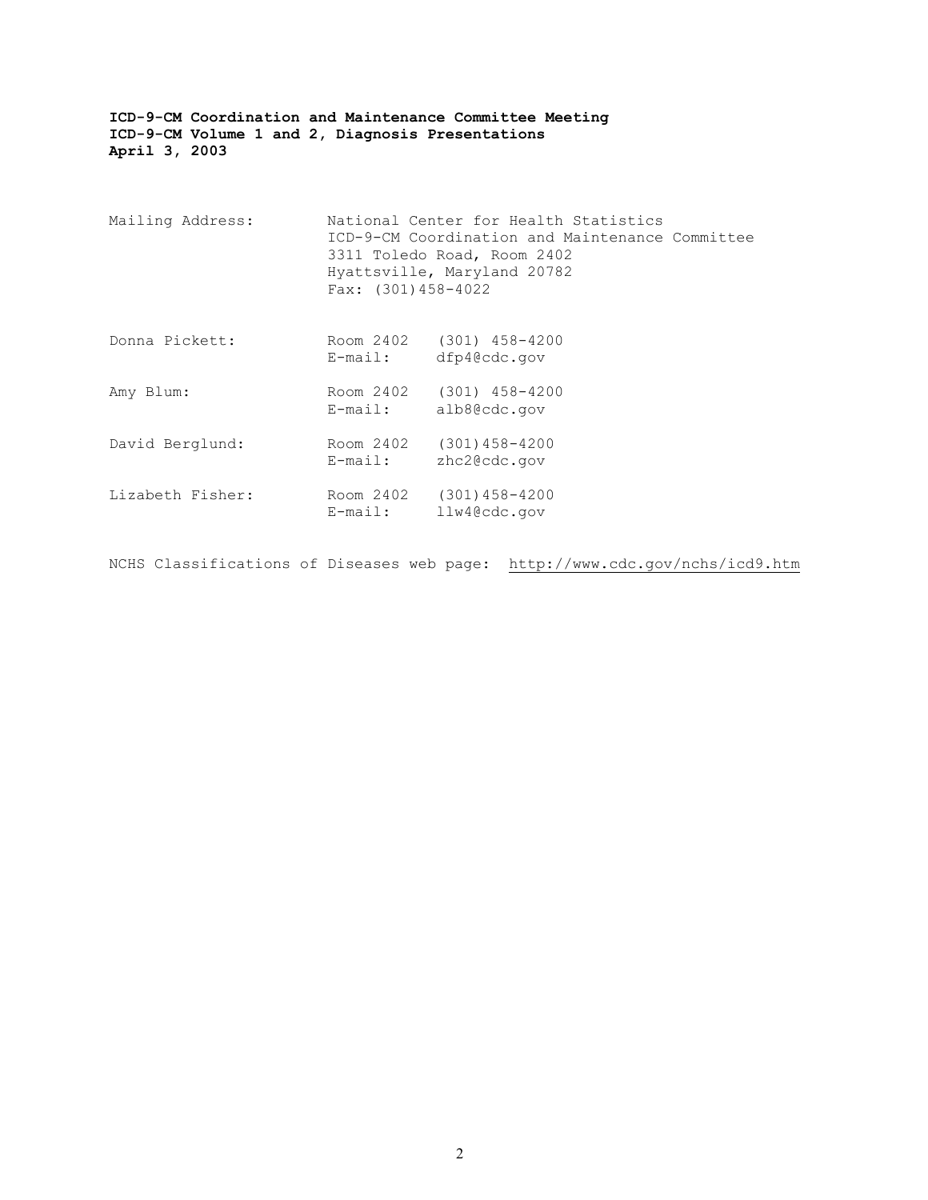**ICD-9-CM Coordination and Maintenance Committee Meeting**
**ICD-9-CM Volume 1 and 2, Diagnosis Presentations**
**April 3, 2003**

Mailing Address: National Center for Health Statistics
ICD-9-CM Coordination and Maintenance Committee
3311 Toledo Road, Room 2402
Hyattsville, Maryland 20782
Fax: (301)458-4022

Donna Pickett: Room 2402 (301) 458-4200
E-mail: dfp4@cdc.gov

Amy Blum: Room 2402 (301) 458-4200
E-mail: alb8@cdc.gov

David Berglund: Room 2402 (301)458-4200
E-mail: zhc2@cdc.gov

Lizabeth Fisher: Room 2402 (301)458-4200
E-mail: llw4@cdc.gov

NCHS Classifications of Diseases web page: http://www.cdc.gov/nchs/icd9.htm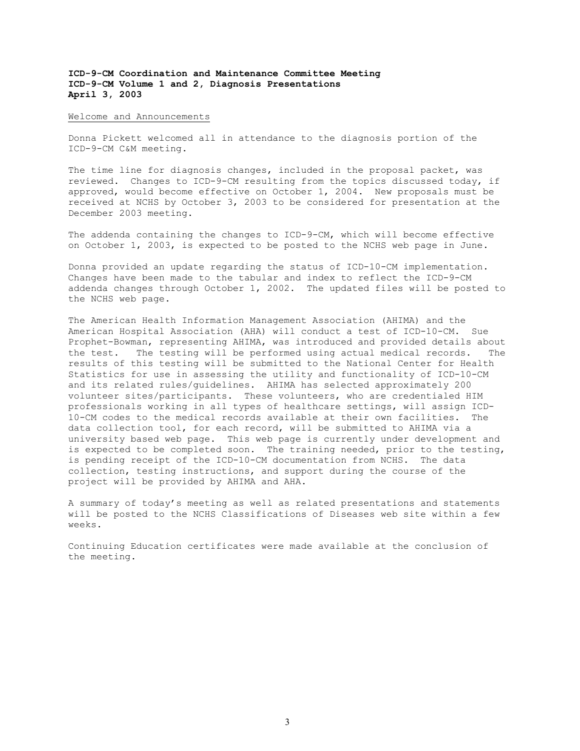**ICD-9-CM Coordination and Maintenance Committee Meeting**
**ICD-9-CM Volume 1 and 2, Diagnosis Presentations**
**April 3, 2003**

Welcome and Announcements

Donna Pickett welcomed all in attendance to the diagnosis portion of the ICD-9-CM C&M meeting.

The time line for diagnosis changes, included in the proposal packet, was reviewed. Changes to ICD-9-CM resulting from the topics discussed today, if approved, would become effective on October 1, 2004. New proposals must be received at NCHS by October 3, 2003 to be considered for presentation at the December 2003 meeting.

The addenda containing the changes to ICD-9-CM, which will become effective on October 1, 2003, is expected to be posted to the NCHS web page in June.

Donna provided an update regarding the status of ICD-10-CM implementation. Changes have been made to the tabular and index to reflect the ICD-9-CM addenda changes through October 1, 2002. The updated files will be posted to the NCHS web page.

The American Health Information Management Association (AHIMA) and the American Hospital Association (AHA) will conduct a test of ICD-10-CM. Sue Prophet-Bowman, representing AHIMA, was introduced and provided details about the test. The testing will be performed using actual medical records. The results of this testing will be submitted to the National Center for Health Statistics for use in assessing the utility and functionality of ICD-10-CM and its related rules/guidelines. AHIMA has selected approximately 200 volunteer sites/participants. These volunteers, who are credentialed HIM professionals working in all types of healthcare settings, will assign ICD-10-CM codes to the medical records available at their own facilities. The data collection tool, for each record, will be submitted to AHIMA via a university based web page. This web page is currently under development and is expected to be completed soon. The training needed, prior to the testing, is pending receipt of the ICD-10-CM documentation from NCHS. The data collection, testing instructions, and support during the course of the project will be provided by AHIMA and AHA.

A summary of today's meeting as well as related presentations and statements will be posted to the NCHS Classifications of Diseases web site within a few weeks.

Continuing Education certificates were made available at the conclusion of the meeting.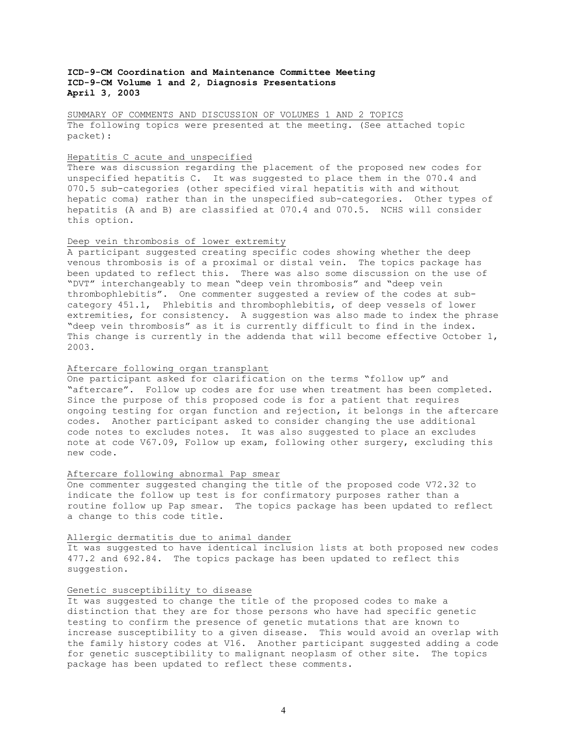**ICD-9-CM Coordination and Maintenance Committee Meeting**
**ICD-9-CM Volume 1 and 2, Diagnosis Presentations**
**April 3, 2003**

SUMMARY OF COMMENTS AND DISCUSSION OF VOLUMES 1 AND 2 TOPICS

The following topics were presented at the meeting. (See attached topic packet):

Hepatitis C acute and unspecified

There was discussion regarding the placement of the proposed new codes for unspecified hepatitis C. It was suggested to place them in the 070.4 and 070.5 sub-categories (other specified viral hepatitis with and without hepatic coma) rather than in the unspecified sub-categories. Other types of hepatitis (A and B) are classified at 070.4 and 070.5. NCHS will consider this option.

Deep vein thrombosis of lower extremity

A participant suggested creating specific codes showing whether the deep venous thrombosis is of a proximal or distal vein. The topics package has been updated to reflect this. There was also some discussion on the use of "DVT" interchangeably to mean "deep vein thrombosis" and "deep vein thrombophlebitis". One commenter suggested a review of the codes at sub-category 451.1, Phlebitis and thrombophlebitis, of deep vessels of lower extremities, for consistency. A suggestion was also made to index the phrase "deep vein thrombosis" as it is currently difficult to find in the index. This change is currently in the addenda that will become effective October 1, 2003.

Aftercare following organ transplant

One participant asked for clarification on the terms "follow up" and "aftercare". Follow up codes are for use when treatment has been completed. Since the purpose of this proposed code is for a patient that requires ongoing testing for organ function and rejection, it belongs in the aftercare codes. Another participant asked to consider changing the use additional code notes to excludes notes. It was also suggested to place an excludes note at code V67.09, Follow up exam, following other surgery, excluding this new code.

Aftercare following abnormal Pap smear

One commenter suggested changing the title of the proposed code V72.32 to indicate the follow up test is for confirmatory purposes rather than a routine follow up Pap smear. The topics package has been updated to reflect a change to this code title.

Allergic dermatitis due to animal dander

It was suggested to have identical inclusion lists at both proposed new codes 477.2 and 692.84. The topics package has been updated to reflect this suggestion.

Genetic susceptibility to disease

It was suggested to change the title of the proposed codes to make a distinction that they are for those persons who have had specific genetic testing to confirm the presence of genetic mutations that are known to increase susceptibility to a given disease. This would avoid an overlap with the family history codes at V16. Another participant suggested adding a code for genetic susceptibility to malignant neoplasm of other site. The topics package has been updated to reflect these comments.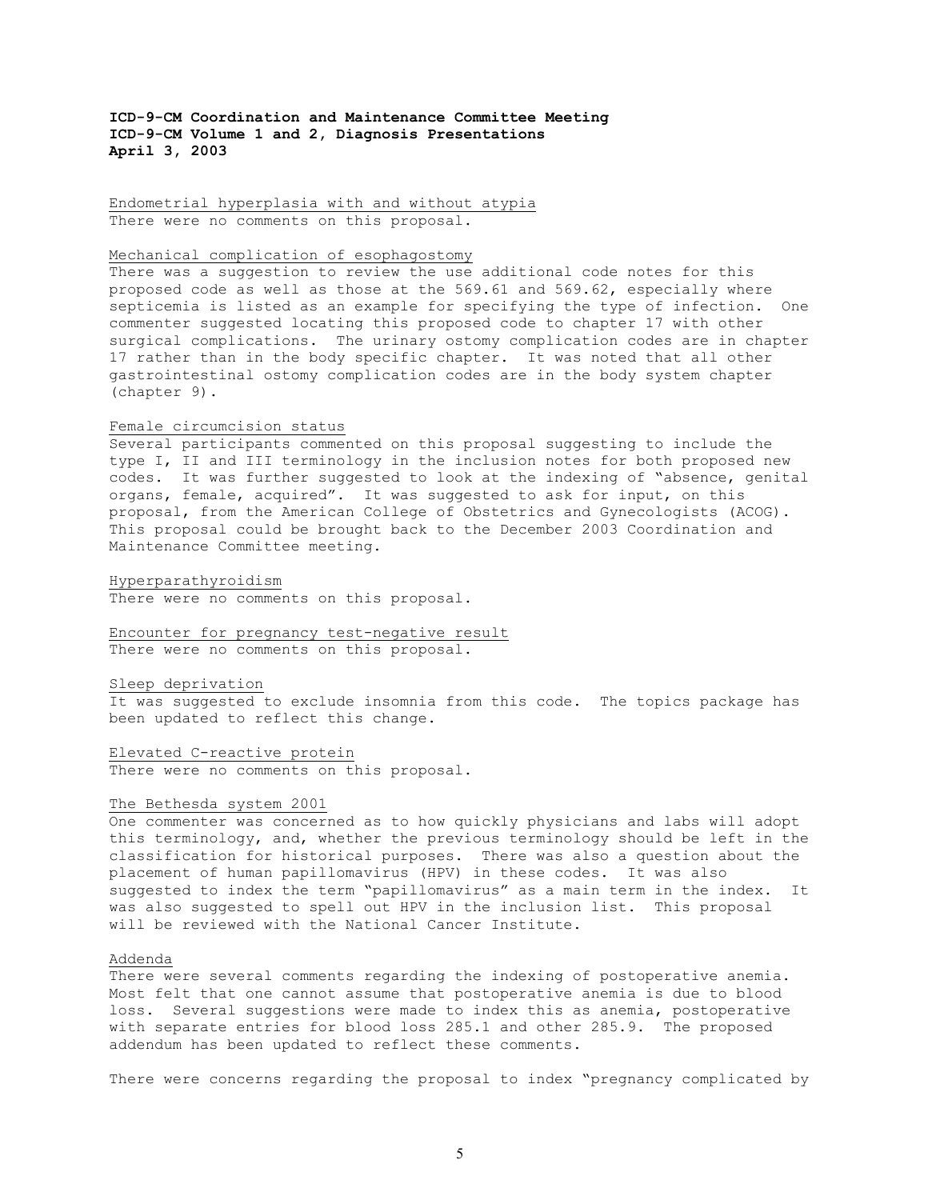**ICD-9-CM Coordination and Maintenance Committee Meeting**
**ICD-9-CM Volume 1 and 2, Diagnosis Presentations**
**April 3, 2003**

Endometrial hyperplasia with and without atypia

There were no comments on this proposal.

Mechanical complication of esophagostomy

There was a suggestion to review the use additional code notes for this proposed code as well as those at the 569.61 and 569.62, especially where septicemia is listed as an example for specifying the type of infection. One commenter suggested locating this proposed code to chapter 17 with other surgical complications. The urinary ostomy complication codes are in chapter 17 rather than in the body specific chapter. It was noted that all other gastrointestinal ostomy complication codes are in the body system chapter (chapter 9).

Female circumcision status

Several participants commented on this proposal suggesting to include the type I, II and III terminology in the inclusion notes for both proposed new codes. It was further suggested to look at the indexing of "absence, genital organs, female, acquired". It was suggested to ask for input, on this proposal, from the American College of Obstetrics and Gynecologists (ACOG). This proposal could be brought back to the December 2003 Coordination and Maintenance Committee meeting.

Hyperparathyroidism

There were no comments on this proposal.

Encounter for pregnancy test-negative result

There were no comments on this proposal.

Sleep deprivation

It was suggested to exclude insomnia from this code. The topics package has been updated to reflect this change.

Elevated C-reactive protein

There were no comments on this proposal.

The Bethesda system 2001

One commenter was concerned as to how quickly physicians and labs will adopt this terminology, and, whether the previous terminology should be left in the classification for historical purposes. There was also a question about the placement of human papillomavirus (HPV) in these codes. It was also suggested to index the term "papillomavirus" as a main term in the index. It was also suggested to spell out HPV in the inclusion list. This proposal will be reviewed with the National Cancer Institute.

Addenda

There were several comments regarding the indexing of postoperative anemia. Most felt that one cannot assume that postoperative anemia is due to blood loss. Several suggestions were made to index this as anemia, postoperative with separate entries for blood loss 285.1 and other 285.9. The proposed addendum has been updated to reflect these comments.

There were concerns regarding the proposal to index "pregnancy complicated by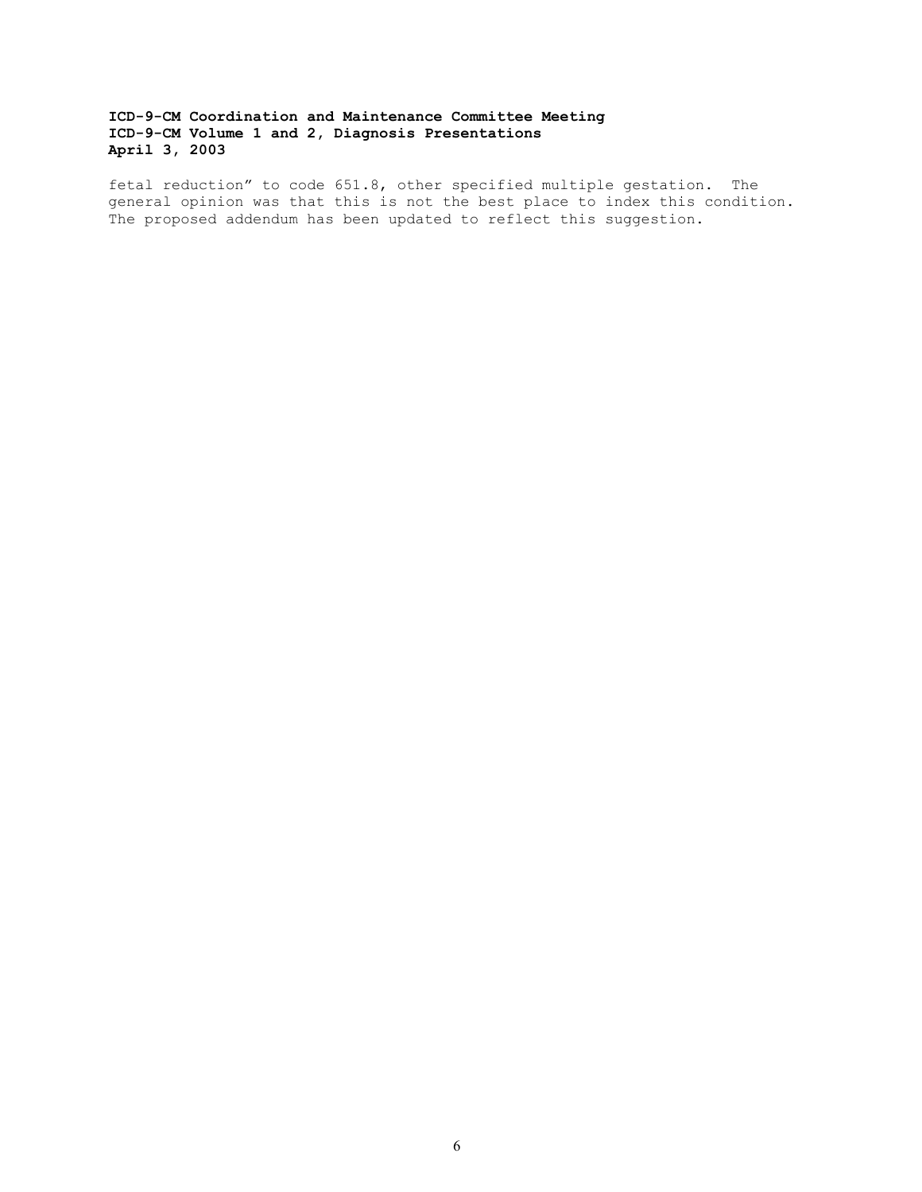fetal reduction" to code 651.8, other specified multiple gestation. The general opinion was that this is not the best place to index this condition. The proposed addendum has been updated to reflect this suggestion.